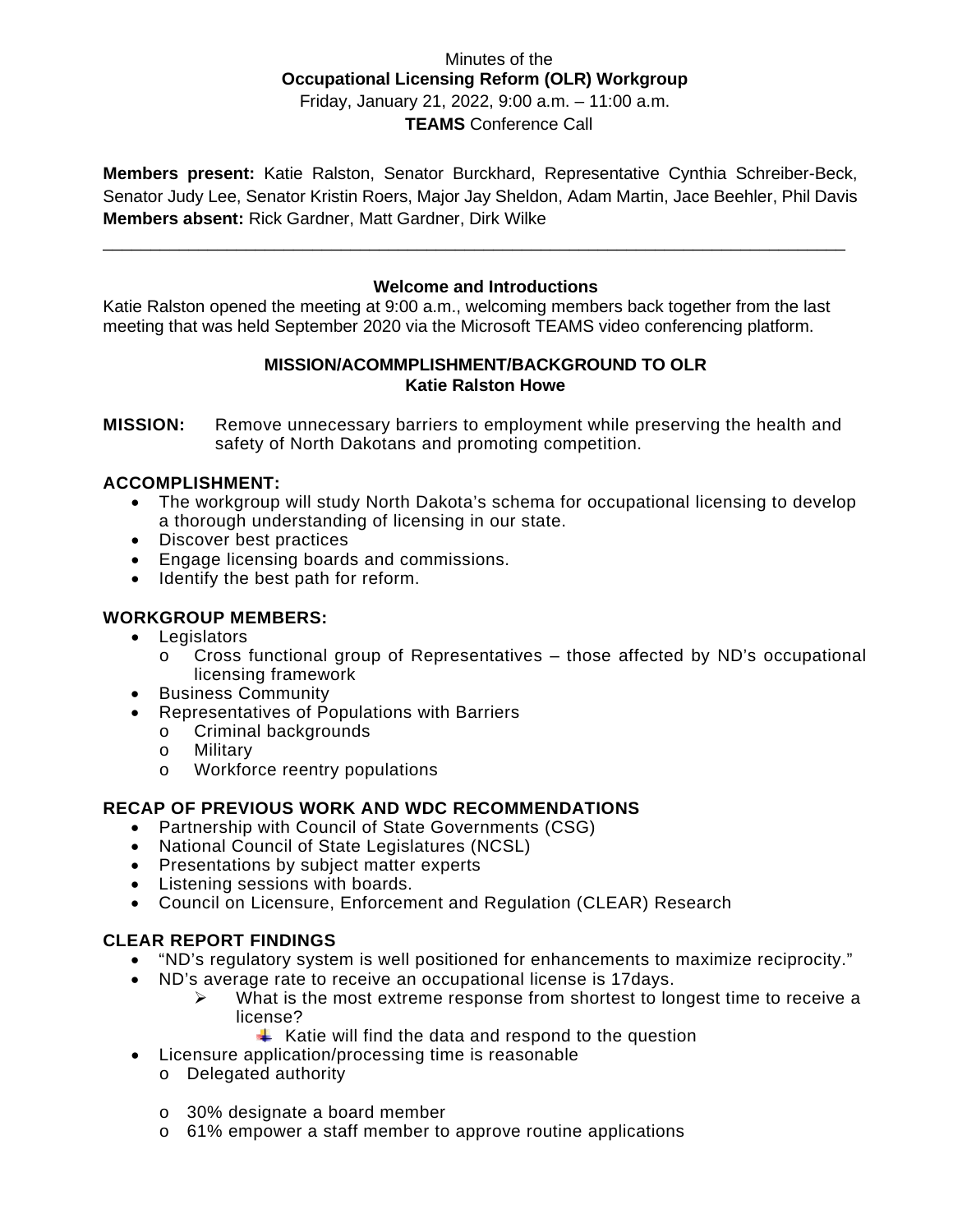Minutes of the

**Occupational Licensing Reform (OLR) Workgroup**

Friday, January 21, 2022, 9:00 a.m. – 11:00 a.m.

**TEAMS** Conference Call

**Members present:** Katie Ralston, Senator Burckhard, Representative Cynthia Schreiber-Beck, Senator Judy Lee, Senator Kristin Roers, Major Jay Sheldon, Adam Martin, Jace Beehler, Phil Davis
**Members absent:** Rick Gardner, Matt Gardner, Dirk Wilke

---

## Welcome and Introductions

Katie Ralston opened the meeting at 9:00 a.m., welcoming members back together from the last meeting that was held September 2020 via the Microsoft TEAMS video conferencing platform.

## MISSION/ACOMMPLISHMENT/BACKGROUND TO OLR
**Katie Ralston Howe**

**MISSION:** Remove unnecessary barriers to employment while preserving the health and safety of North Dakotans and promoting competition.

**ACCOMPLISHMENT:**

- The workgroup will study North Dakota's schema for occupational licensing to develop a thorough understanding of licensing in our state.
- Discover best practices
- Engage licensing boards and commissions.
- Identify the best path for reform.

**WORKGROUP MEMBERS:**

- Legislators
  - Cross functional group of Representatives – those affected by ND's occupational licensing framework
- Business Community
- Representatives of Populations with Barriers
  - Criminal backgrounds
  - Military
  - Workforce reentry populations

**RECAP OF PREVIOUS WORK AND WDC RECOMMENDATIONS**

- Partnership with Council of State Governments (CSG)
- National Council of State Legislatures (NCSL)
- Presentations by subject matter experts
- Listening sessions with boards.
- Council on Licensure, Enforcement and Regulation (CLEAR) Research

**CLEAR REPORT FINDINGS**

- "ND's regulatory system is well positioned for enhancements to maximize reciprocity."
- ND's average rate to receive an occupational license is 17days.
  - What is the most extreme response from shortest to longest time to receive a license?
    - Katie will find the data and respond to the question
- Licensure application/processing time is reasonable
  - Delegated authority
  - 30% designate a board member
  - 61% empower a staff member to approve routine applications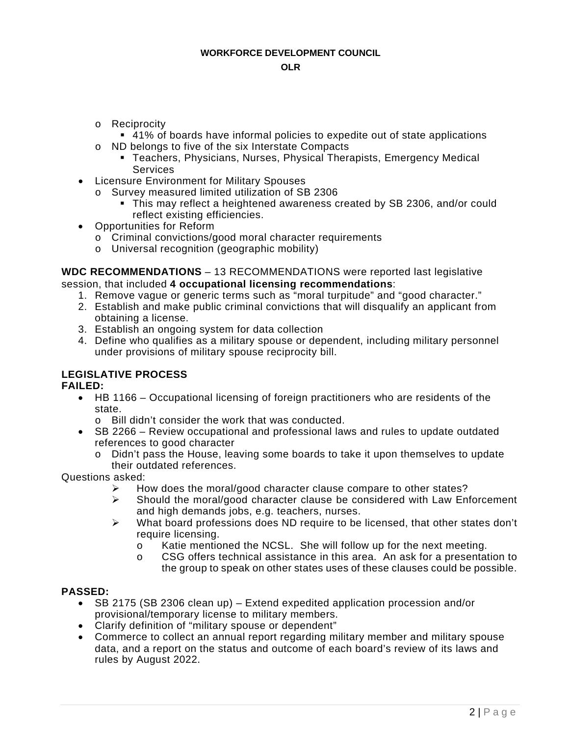- Reciprocity
  - 41% of boards have informal policies to expedite out of state applications
- ND belongs to five of the six Interstate Compacts
  - Teachers, Physicians, Nurses, Physical Therapists, Emergency Medical Services

- Licensure Environment for Military Spouses
  - Survey measured limited utilization of SB 2306
    - This may reflect a heightened awareness created by SB 2306, and/or could reflect existing efficiencies.
- Opportunities for Reform
  - Criminal convictions/good moral character requirements
  - Universal recognition (geographic mobility)

**WDC RECOMMENDATIONS** – 13 RECOMMENDATIONS were reported last legislative session, that included **4 occupational licensing recommendations**:

1. Remove vague or generic terms such as "moral turpitude" and "good character."
2. Establish and make public criminal convictions that will disqualify an applicant from obtaining a license.
3. Establish an ongoing system for data collection
4. Define who qualifies as a military spouse or dependent, including military personnel under provisions of military spouse reciprocity bill.

**LEGISLATIVE PROCESS**

**FAILED:**

- HB 1166 – Occupational licensing of foreign practitioners who are residents of the state.
  - Bill didn't consider the work that was conducted.
- SB 2266 – Review occupational and professional laws and rules to update outdated references to good character
  - Didn't pass the House, leaving some boards to take it upon themselves to update their outdated references.

Questions asked:

- How does the moral/good character clause compare to other states?
- Should the moral/good character clause be considered with Law Enforcement and high demands jobs, e.g. teachers, nurses.
- What board professions does ND require to be licensed, that other states don't require licensing.
  - Katie mentioned the NCSL. She will follow up for the next meeting.
  - CSG offers technical assistance in this area. An ask for a presentation to the group to speak on other states uses of these clauses could be possible.

**PASSED:**

- SB 2175 (SB 2306 clean up) – Extend expedited application procession and/or provisional/temporary license to military members.
- Clarify definition of "military spouse or dependent"
- Commerce to collect an annual report regarding military member and military spouse data, and a report on the status and outcome of each board's review of its laws and rules by August 2022.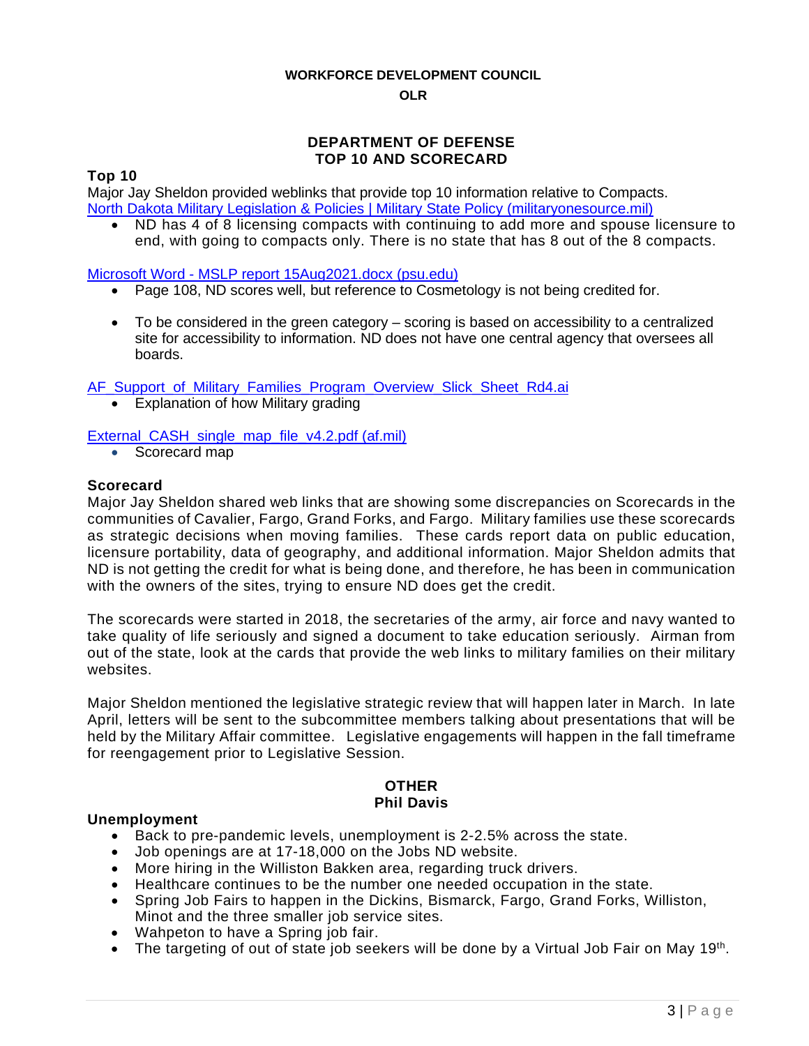**WORKFORCE DEVELOPMENT COUNCIL**

**OLR**

## DEPARTMENT OF DEFENSE
## TOP 10 AND SCORECARD

### Top 10

Major Jay Sheldon provided weblinks that provide top 10 information relative to Compacts.
North Dakota Military Legislation & Policies | Military State Policy (militaryonesource.mil)

- ND has 4 of 8 licensing compacts with continuing to add more and spouse licensure to end, with going to compacts only. There is no state that has 8 out of the 8 compacts.

Microsoft Word - MSLP report 15Aug2021.docx (psu.edu)

- Page 108, ND scores well, but reference to Cosmetology is not being credited for.
- To be considered in the green category – scoring is based on accessibility to a centralized site for accessibility to information. ND does not have one central agency that oversees all boards.

AF_Support_of_Military_Families_Program_Overview_Slick_Sheet_Rd4.ai

- Explanation of how Military grading

External_CASH_single_map_file_v4.2.pdf (af.mil)

- Scorecard map

### Scorecard

Major Jay Sheldon shared web links that are showing some discrepancies on Scorecards in the communities of Cavalier, Fargo, Grand Forks, and Fargo. Military families use these scorecards as strategic decisions when moving families. These cards report data on public education, licensure portability, data of geography, and additional information. Major Sheldon admits that ND is not getting the credit for what is being done, and therefore, he has been in communication with the owners of the sites, trying to ensure ND does get the credit.

The scorecards were started in 2018, the secretaries of the army, air force and navy wanted to take quality of life seriously and signed a document to take education seriously. Airman from out of the state, look at the cards that provide the web links to military families on their military websites.

Major Sheldon mentioned the legislative strategic review that will happen later in March. In late April, letters will be sent to the subcommittee members talking about presentations that will be held by the Military Affair committee. Legislative engagements will happen in the fall timeframe for reengagement prior to Legislative Session.

## OTHER
## Phil Davis

### Unemployment

- Back to pre-pandemic levels, unemployment is 2-2.5% across the state.
- Job openings are at 17-18,000 on the Jobs ND website.
- More hiring in the Williston Bakken area, regarding truck drivers.
- Healthcare continues to be the number one needed occupation in the state.
- Spring Job Fairs to happen in the Dickins, Bismarck, Fargo, Grand Forks, Williston, Minot and the three smaller job service sites.
- Wahpeton to have a Spring job fair.
- The targeting of out of state job seekers will be done by a Virtual Job Fair on May 19th.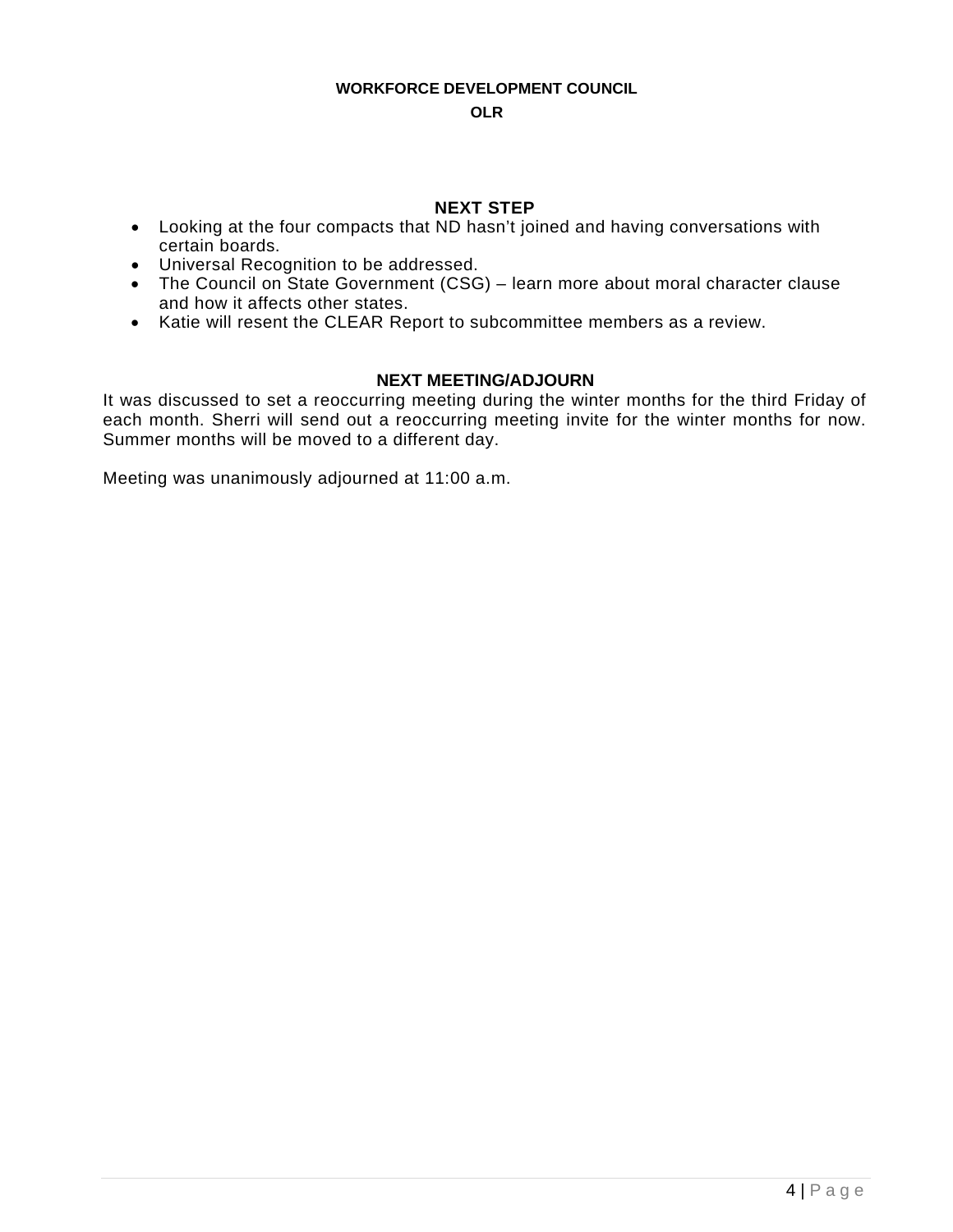## NEXT STEP

- Looking at the four compacts that ND hasn't joined and having conversations with certain boards.
- Universal Recognition to be addressed.
- The Council on State Government (CSG) – learn more about moral character clause and how it affects other states.
- Katie will resent the CLEAR Report to subcommittee members as a review.

## NEXT MEETING/ADJOURN

It was discussed to set a reoccurring meeting during the winter months for the third Friday of each month. Sherri will send out a reoccurring meeting invite for the winter months for now. Summer months will be moved to a different day.

Meeting was unanimously adjourned at 11:00 a.m.